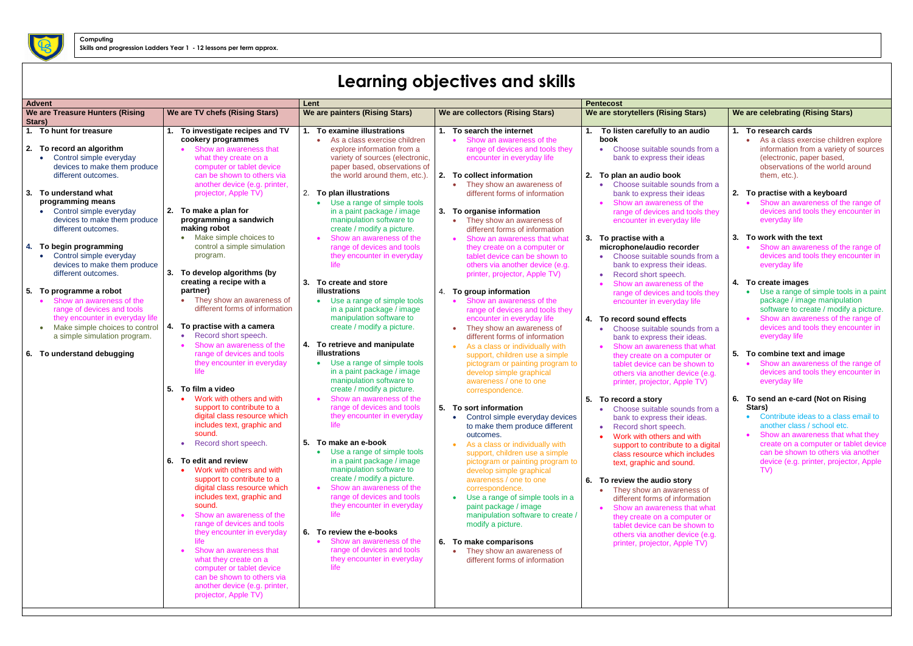**Computing**
**Skills and progression Ladders Year 1 - 12 lessons per term approx.**

# Learning objectives and skills

| Advent | | Lent | | Pentecost | |
|---|---|---|---|---|---|
| **We are Treasure Hunters (Rising Stars)** | **We are TV chefs (Rising Stars)** | **We are painters (Rising Stars)** | **We are collectors (Rising Stars)** | **We are storytellers (Rising Stars)** | **We are celebrating (Rising Stars)** |
| **1. To hunt for treasure**<br><br>**2. To record an algorithm**<br>• Control simple everyday devices to make them produce different outcomes.<br><br>**3. To understand what programming means**<br>• Control simple everyday devices to make them produce different outcomes.<br><br>**4. To begin programming**<br>• Control simple everyday devices to make them produce different outcomes.<br><br>**5. To programme a robot**<br>• Show an awareness of the range of devices and tools they encounter in everyday life<br>• Make simple choices to control a simple simulation program.<br><br>**6. To understand debugging** | **1. To investigate recipes and TV cookery programmes**<br>• Show an awareness that what they create on a computer or tablet device can be shown to others via another device (e.g. printer, projector, Apple TV)<br><br>**2. To make a plan for programming a sandwich making robot**<br>• Make simple choices to control a simple simulation program.<br><br>**3. To develop algorithms (by creating a recipe with a partner)**<br>• They show an awareness of different forms of information<br><br>**4. To practise with a camera**<br>• Record short speech.<br>• Show an awareness of the range of devices and tools they encounter in everyday life<br><br>**5. To film a video**<br>• Work with others and with support to contribute to a digital class resource which includes text, graphic and sound.<br>• Record short speech.<br><br>**6. To edit and review**<br>• Work with others and with support to contribute to a digital class resource which includes text, graphic and sound.<br>• Show an awareness of the range of devices and tools they encounter in everyday life<br>• Show an awareness that what they create on a computer or tablet device can be shown to others via another device (e.g. printer, projector, Apple TV) | **1. To examine illustrations**<br>• As a class exercise children explore information from a variety of sources (electronic, paper based, observations of the world around them, etc.).<br><br>**2. To plan illustrations**<br>• Use a range of simple tools in a paint package / image manipulation software to create / modify a picture.<br>• Show an awareness of the range of devices and tools they encounter in everyday life<br><br>**3. To create and store illustrations**<br>• Use a range of simple tools in a paint package / image manipulation software to create / modify a picture.<br><br>**4. To retrieve and manipulate illustrations**<br>• Use a range of simple tools in a paint package / image manipulation software to create / modify a picture.<br>• Show an awareness of the range of devices and tools they encounter in everyday life<br><br>**5. To make an e-book**<br>• Use a range of simple tools in a paint package / image manipulation software to create / modify a picture.<br>• Show an awareness of the range of devices and tools they encounter in everyday life<br><br>**6. To review the e-books**<br>• Show an awareness of the range of devices and tools they encounter in everyday life | **1. To search the internet**<br>• Show an awareness of the range of devices and tools they encounter in everyday life<br><br>**2. To collect information**<br>• They show an awareness of different forms of information<br><br>**3. To organise information**<br>• They show an awareness of different forms of information<br>• Show an awareness that what they create on a computer or tablet device can be shown to others via another device (e.g. printer, projector, Apple TV)<br><br>**4. To group information**<br>• Show an awareness of the range of devices and tools they encounter in everyday life<br>• They show an awareness of different forms of information<br>• As a class or individually with support, children use a simple pictogram or painting program to develop simple graphical awareness / one to one correspondence.<br><br>**5. To sort information**<br>• Control simple everyday devices to make them produce different outcomes.<br>• As a class or individually with support, children use a simple pictogram or painting program to develop simple graphical awareness / one to one correspondence.<br>• Use a range of simple tools in a paint package / image manipulation software to create / modify a picture.<br><br>**6. To make comparisons**<br>• They show an awareness of different forms of information | **1. To listen carefully to an audio book**<br>• Choose suitable sounds from a bank to express their ideas<br><br>**2. To plan an audio book**<br>• Choose suitable sounds from a bank to express their ideas<br>• Show an awareness of the range of devices and tools they encounter in everyday life<br><br>**3. To practise with a microphone/audio recorder**<br>• Choose suitable sounds from a bank to express their ideas.<br>• Record short speech.<br>• Show an awareness of the range of devices and tools they encounter in everyday life<br><br>**4. To record sound effects**<br>• Choose suitable sounds from a bank to express their ideas.<br>• Show an awareness that what they create on a computer or tablet device can be shown to others via another device (e.g. printer, projector, Apple TV)<br><br>**5. To record a story**<br>• Choose suitable sounds from a bank to express their ideas.<br>• Record short speech.<br>• Work with others and with support to contribute to a digital class resource which includes text, graphic and sound.<br><br>**6. To review the audio story**<br>• They show an awareness of different forms of information<br>• Show an awareness that what they create on a computer or tablet device can be shown to others via another device (e.g. printer, projector, Apple TV) | **1. To research cards**<br>• As a class exercise children explore information from a variety of sources (electronic, paper based, observations of the world around them, etc.).<br><br>**2. To practise with a keyboard**<br>• Show an awareness of the range of devices and tools they encounter in everyday life<br><br>**3. To work with the text**<br>• Show an awareness of the range of devices and tools they encounter in everyday life<br><br>**4. To create images**<br>• Use a range of simple tools in a paint package / image manipulation software to create / modify a picture.<br>• Show an awareness of the range of devices and tools they encounter in everyday life<br><br>**5. To combine text and image**<br>• Show an awareness of the range of devices and tools they encounter in everyday life<br><br>**6. To send an e-card (Not on Rising Stars)**<br>• Contribute ideas to a class email to another class / school etc.<br>• Show an awareness that what they create on a computer or tablet device can be shown to others via another device (e.g. printer, projector, Apple TV) |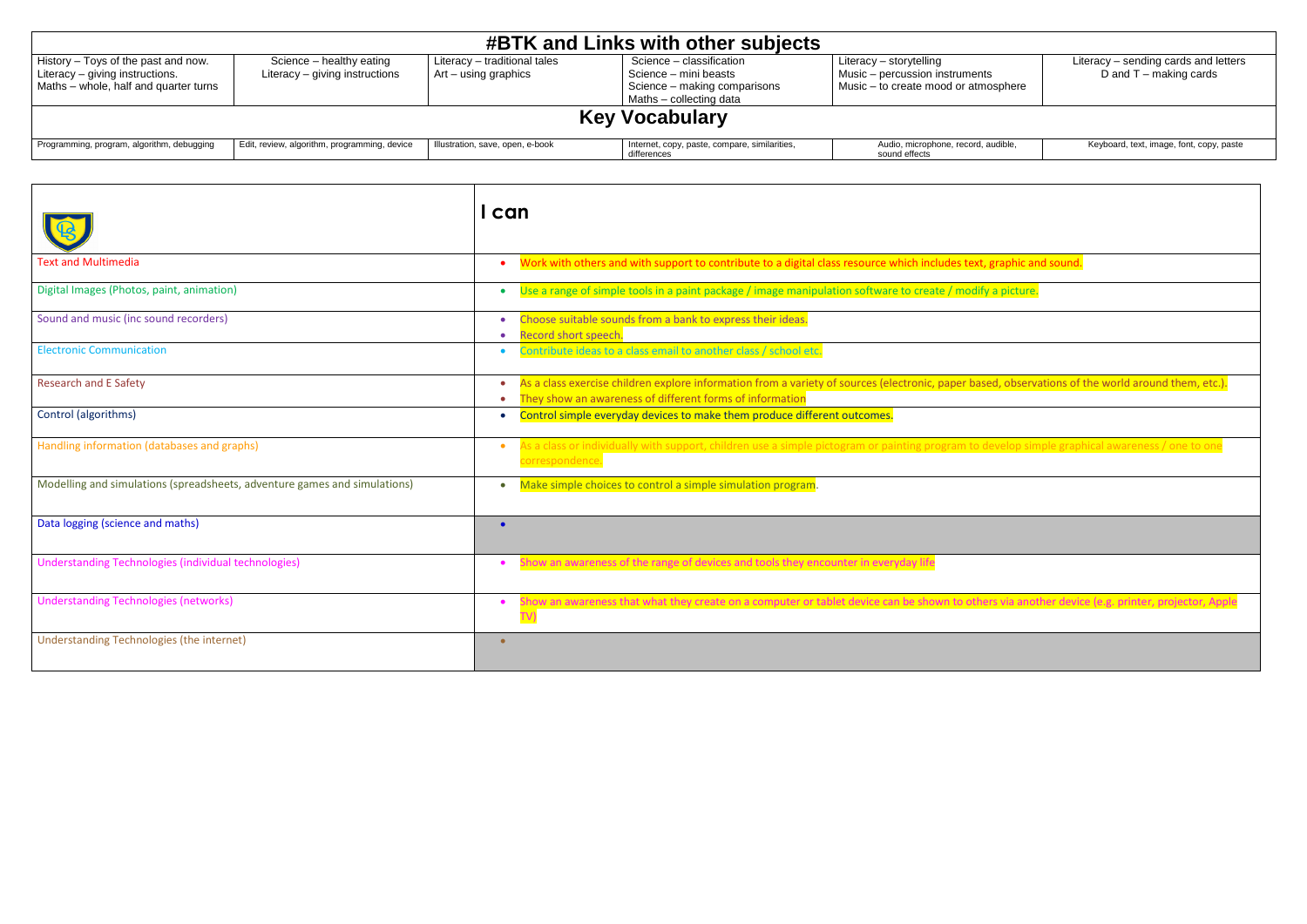# #BTK and Links with other subjects

| | | | | | |
|---|---|---|---|---|---|
| History – Toys of the past and now.<br>Literacy – giving instructions.<br>Maths – whole, half and quarter turns | Science – healthy eating<br>Literacy – giving instructions | Literacy – traditional tales<br>Art – using graphics | Science – classification<br>Science – mini beasts<br>Science – making comparisons<br>Maths – collecting data | Literacy – storytelling<br>Music – percussion instruments<br>Music – to create mood or atmosphere | Literacy – sending cards and letters<br>D and T – making cards |

## Key Vocabulary

| | | | | | |
|---|---|---|---|---|---|
| Programming, program, algorithm, debugging | Edit, review, algorithm, programming, device | Illustration, save, open, e-book | Internet, copy, paste, compare, similarities, differences | Audio, microphone, record, audible, sound effects | Keyboard, text, image, font, copy, paste |

| | I can |
|---|---|
| Text and Multimedia | • Work with others and with support to contribute to a digital class resource which includes text, graphic and sound. |
| Digital Images (Photos, paint, animation) | • Use a range of simple tools in a paint package / image manipulation software to create / modify a picture. |
| Sound and music (inc sound recorders) | • Choose suitable sounds from a bank to express their ideas.<br>• Record short speech. |
| Electronic Communication | • Contribute ideas to a class email to another class / school etc. |
| Research and E Safety | • As a class exercise children explore information from a variety of sources (electronic, paper based, observations of the world around them, etc.).<br>• They show an awareness of different forms of information |
| Control (algorithms) | • Control simple everyday devices to make them produce different outcomes. |
| Handling information (databases and graphs) | • As a class or individually with support, children use a simple pictogram or painting program to develop simple graphical awareness / one to one correspondence. |
| Modelling and simulations (spreadsheets, adventure games and simulations) | • Make simple choices to control a simple simulation program. |
| Data logging (science and maths) | • |
| Understanding Technologies (individual technologies) | • Show an awareness of the range of devices and tools they encounter in everyday life |
| Understanding Technologies (networks) | • Show an awareness that what they create on a computer or tablet device can be shown to others via another device (e.g. printer, projector, Apple TV) |
| Understanding Technologies (the internet) | • |